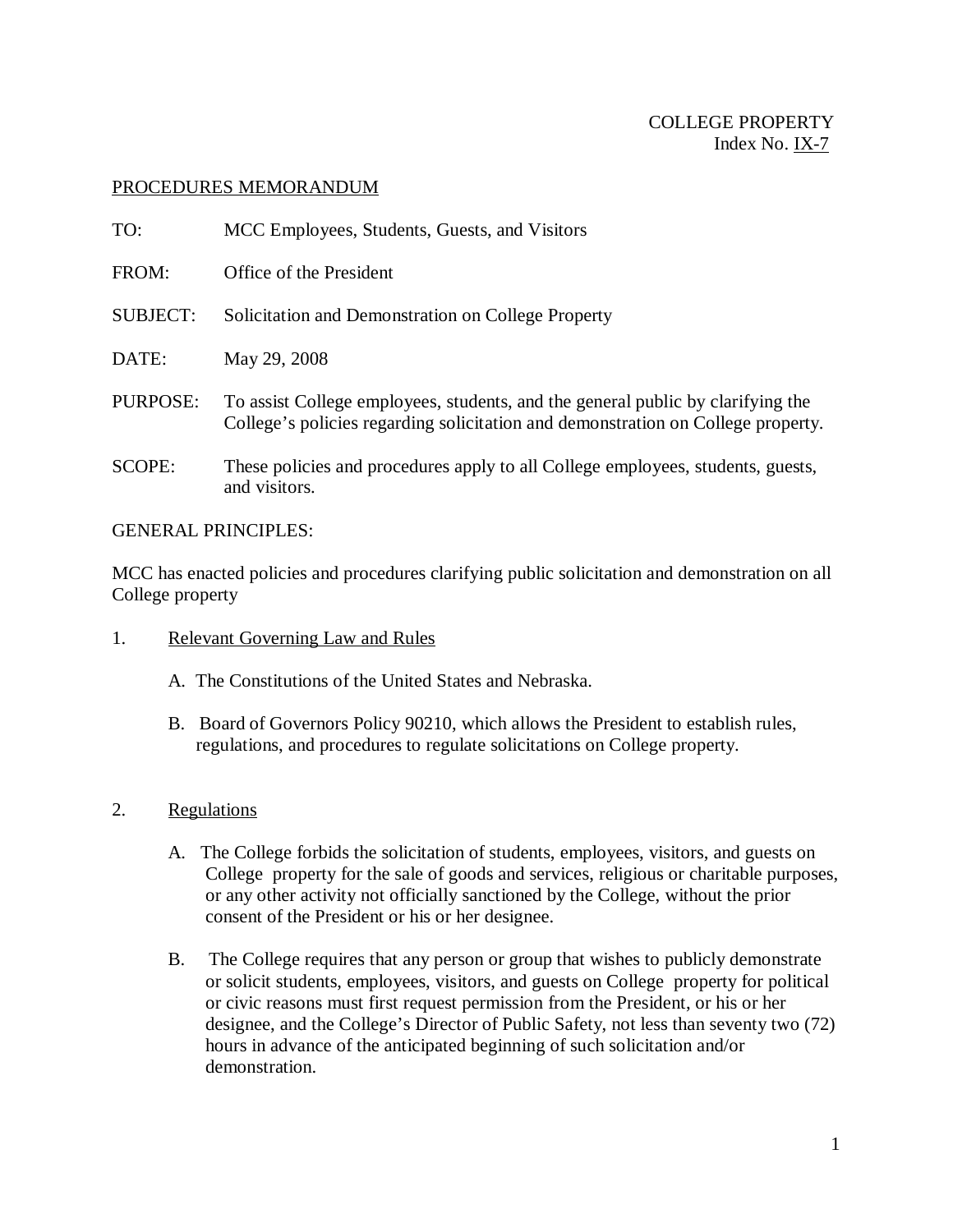COLLEGE PROPERTY
Index No. IX-7

PROCEDURES MEMORANDUM

TO: MCC Employees, Students, Guests, and Visitors

FROM: Office of the President

SUBJECT: Solicitation and Demonstration on College Property

DATE: May 29, 2008

PURPOSE: To assist College employees, students, and the general public by clarifying the College's policies regarding solicitation and demonstration on College property.

SCOPE: These policies and procedures apply to all College employees, students, guests, and visitors.

GENERAL PRINCIPLES:

MCC has enacted policies and procedures clarifying public solicitation and demonstration on all College property

1. Relevant Governing Law and Rules

   A. The Constitutions of the United States and Nebraska.

   B. Board of Governors Policy 90210, which allows the President to establish rules, regulations, and procedures to regulate solicitations on College property.

2. Regulations

   A. The College forbids the solicitation of students, employees, visitors, and guests on College property for the sale of goods and services, religious or charitable purposes, or any other activity not officially sanctioned by the College, without the prior consent of the President or his or her designee.

   B. The College requires that any person or group that wishes to publicly demonstrate or solicit students, employees, visitors, and guests on College property for political or civic reasons must first request permission from the President, or his or her designee, and the College's Director of Public Safety, not less than seventy two (72) hours in advance of the anticipated beginning of such solicitation and/or demonstration.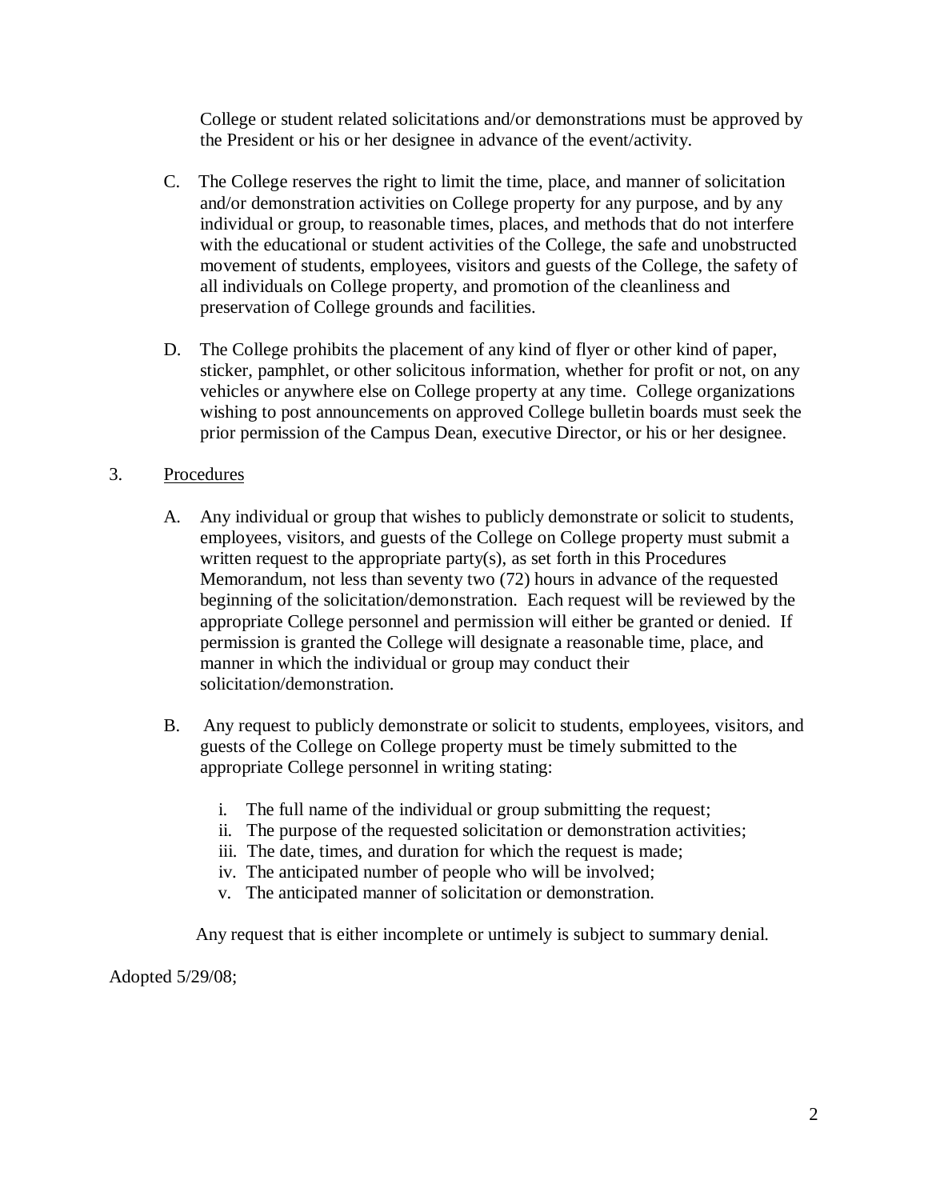College or student related solicitations and/or demonstrations must be approved by the President or his or her designee in advance of the event/activity.

C. The College reserves the right to limit the time, place, and manner of solicitation and/or demonstration activities on College property for any purpose, and by any individual or group, to reasonable times, places, and methods that do not interfere with the educational or student activities of the College, the safe and unobstructed movement of students, employees, visitors and guests of the College, the safety of all individuals on College property, and promotion of the cleanliness and preservation of College grounds and facilities.

D. The College prohibits the placement of any kind of flyer or other kind of paper, sticker, pamphlet, or other solicitous information, whether for profit or not, on any vehicles or anywhere else on College property at any time. College organizations wishing to post announcements on approved College bulletin boards must seek the prior permission of the Campus Dean, executive Director, or his or her designee.

3. <u>Procedures</u>

A. Any individual or group that wishes to publicly demonstrate or solicit to students, employees, visitors, and guests of the College on College property must submit a written request to the appropriate party(s), as set forth in this Procedures Memorandum, not less than seventy two (72) hours in advance of the requested beginning of the solicitation/demonstration. Each request will be reviewed by the appropriate College personnel and permission will either be granted or denied. If permission is granted the College will designate a reasonable time, place, and manner in which the individual or group may conduct their solicitation/demonstration.

B. Any request to publicly demonstrate or solicit to students, employees, visitors, and guests of the College on College property must be timely submitted to the appropriate College personnel in writing stating:

i. The full name of the individual or group submitting the request;
ii. The purpose of the requested solicitation or demonstration activities;
iii. The date, times, and duration for which the request is made;
iv. The anticipated number of people who will be involved;
v. The anticipated manner of solicitation or demonstration.

Any request that is either incomplete or untimely is subject to summary denial.

Adopted 5/29/08;